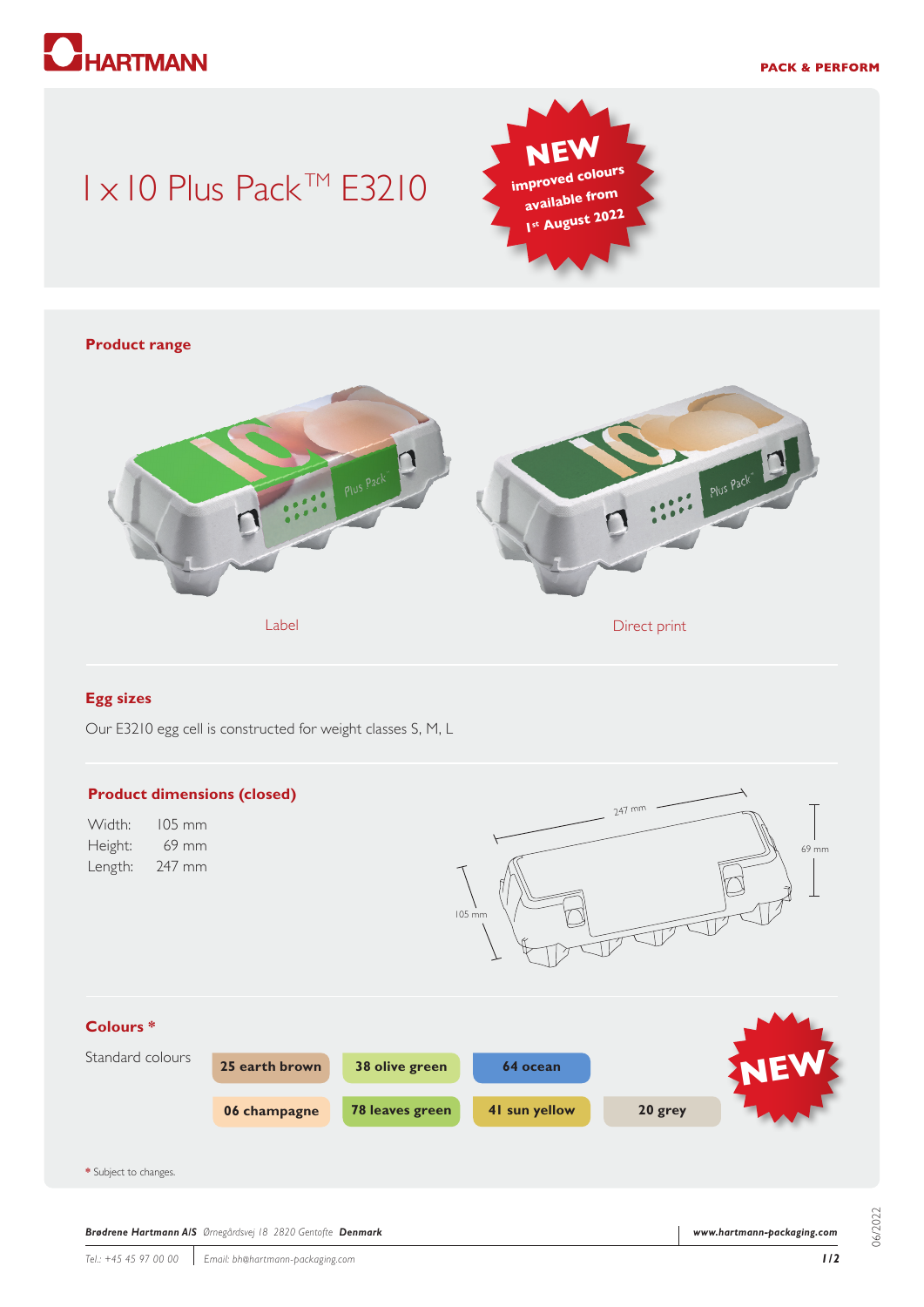# 1 x 10 Plus Pack™ E3210

**NEW** improved colours available from 1st August 2022

## Product range

Label

Direct print

## Egg sizes

Our E3210 egg cell is constructed for weight classes S, M, L

## Product dimensions (closed)

Width: 105 mm
Height: 69 mm
Length: 247 mm

## Colours *

Standard colours

- 25 earth brown
- 38 olive green
- 64 ocean
- 06 champagne
- 78 leaves green
- 41 sun yellow
- 20 grey

**NEW**

* Subject to changes.

***Brødrene Hartmann A/S*** *Ørnegårdsvej 18 2820 Gentofte* ***Denmark***

*Tel.: +45 45 97 00 00* | *Email: bh@hartmann-packaging.com*

***www.hartmann-packaging.com***

06/2022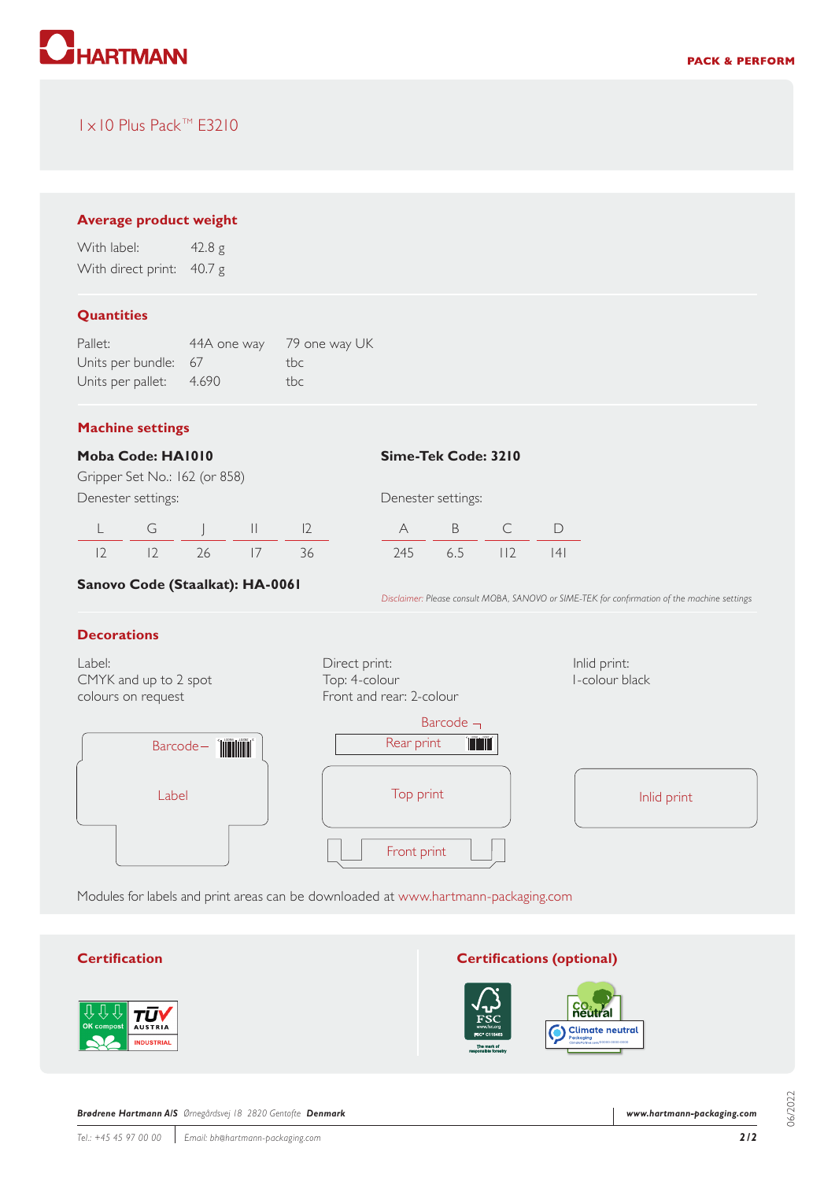# 1 x 10 Plus Pack™ E3210

## Average product weight

With label: 42.8 g
With direct print: 40.7 g

## Quantities

| | | |
|---|---|---|
| Pallet: | 44A one way | 79 one way UK |
| Units per bundle: | 67 | tbc |
| Units per pallet: | 4.690 | tbc |

## Machine settings

**Moba Code: HA1010**

Gripper Set No.: 162 (or 858)

Denester settings:

| L | G | J | H | I2 |
|---|---|---|---|---|
| 12 | 12 | 26 | 17 | 36 |

**Sime-Tek Code: 3210**

Denester settings:

| A | B | C | D |
|---|---|---|---|
| 245 | 6.5 | 112 | 141 |

**Sanovo Code (Staalkat): HA-0061**

*Disclaimer: Please consult MOBA, SANOVO or SIME-TEK for confirmation of the machine settings*

## Decorations

Label:
CMYK and up to 2 spot colours on request

Direct print:
Top: 4-colour
Front and rear: 2-colour

Inlid print:
1-colour black

Barcode
Label

Barcode
Rear print
Top print
Front print

Inlid print

Modules for labels and print areas can be downloaded at www.hartmann-packaging.com

## Certification

OK compost INDUSTRIAL – TÜV AUSTRIA

## Certifications (optional)

FSC – www.fsc.org – FSC® C115463 – The mark of responsible forestry

$CO_2$ neutral – Climate neutral Packaging

**Brødrene Hartmann A/S** Ørnegårdsvej 18 2820 Gentofte **Denmark** | **www.hartmann-packaging.com**

Tel.: +45 45 97 00 00 | Email: bh@hartmann-packaging.com

06/2022